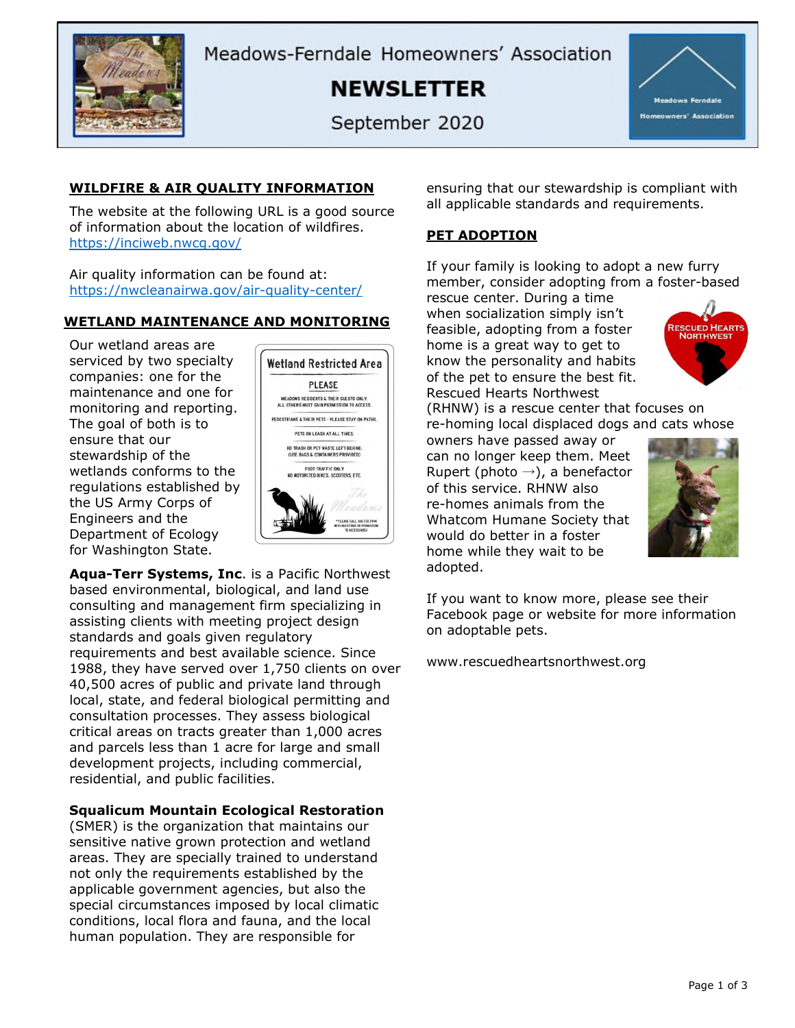# Meadows-Ferndale Homeowners' Association

# NEWSLETTER

September 2020

## WILDFIRE & AIR QUALITY INFORMATION

The website at the following URL is a good source of information about the location of wildfires. https://inciweb.nwcg.gov/

Air quality information can be found at: https://nwcleanairwa.gov/air-quality-center/

## WETLAND MAINTENANCE AND MONITORING

Our wetland areas are serviced by two specialty companies: one for the maintenance and one for monitoring and reporting. The goal of both is to ensure that our stewardship of the wetlands conforms to the regulations established by the US Army Corps of Engineers and the Department of Ecology for Washington State.

**Aqua-Terr Systems, Inc**. is a Pacific Northwest based environmental, biological, and land use consulting and management firm specializing in assisting clients with meeting project design standards and goals given regulatory requirements and best available science. Since 1988, they have served over 1,750 clients on over 40,500 acres of public and private land through local, state, and federal biological permitting and consultation processes. They assess biological critical areas on tracts greater than 1,000 acres and parcels less than 1 acre for large and small development projects, including commercial, residential, and public facilities.

**Squalicum Mountain Ecological Restoration** (SMER) is the organization that maintains our sensitive native grown protection and wetland areas. They are specially trained to understand not only the requirements established by the applicable government agencies, but also the special circumstances imposed by local climatic conditions, local flora and fauna, and the local human population. They are responsible for ensuring that our stewardship is compliant with all applicable standards and requirements.

## PET ADOPTION

If your family is looking to adopt a new furry member, consider adopting from a foster-based rescue center. During a time when socialization simply isn't feasible, adopting from a foster home is a great way to get to know the personality and habits of the pet to ensure the best fit. Rescued Hearts Northwest (RHNW) is a rescue center that focuses on re-homing local displaced dogs and cats whose owners have passed away or can no longer keep them. Meet Rupert (photo →), a benefactor of this service. RHNW also re-homes animals from the Whatcom Humane Society that would do better in a foster home while they wait to be adopted.

If you want to know more, please see their Facebook page or website for more information on adoptable pets.

www.rescuedheartsnorthwest.org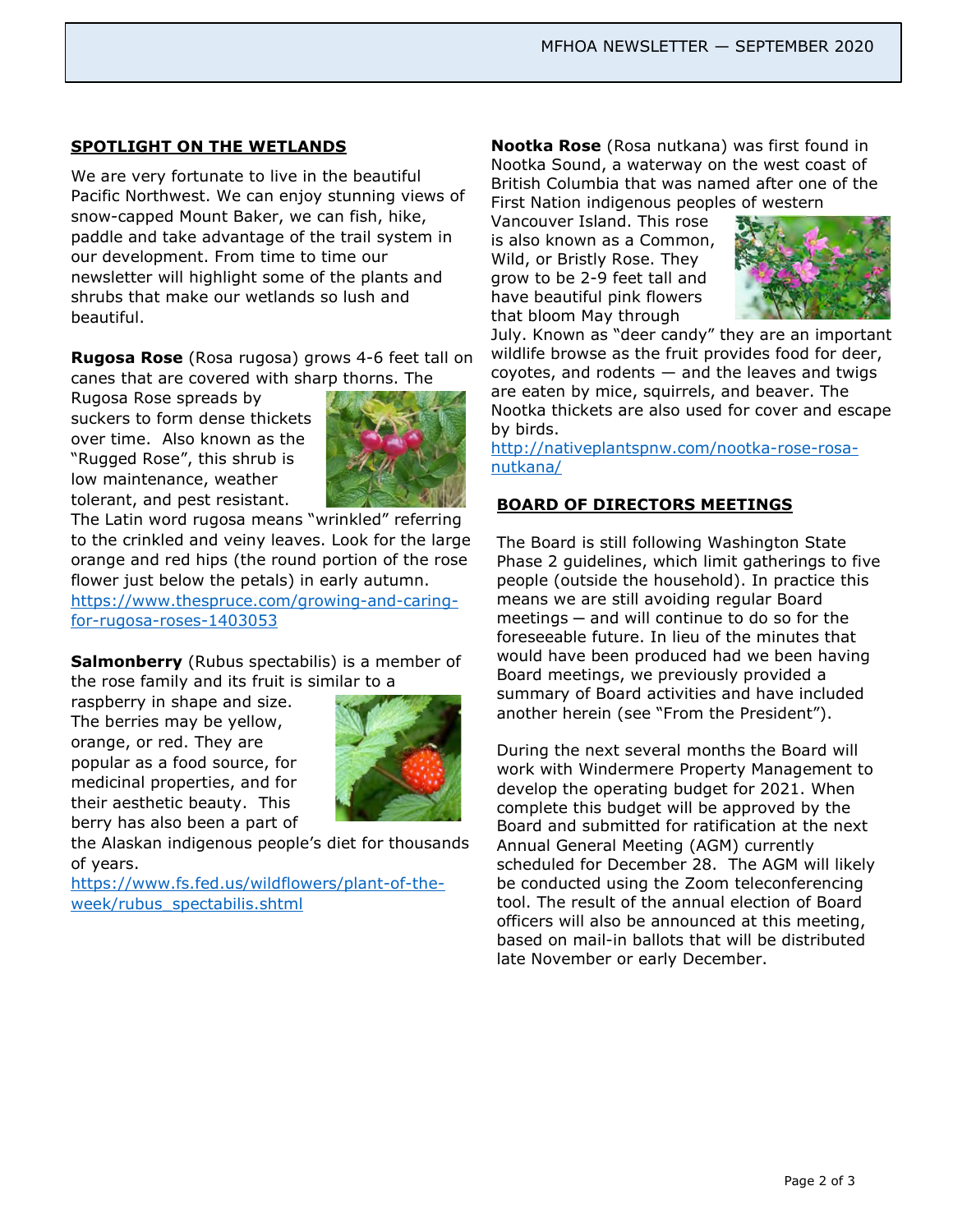## SPOTLIGHT ON THE WETLANDS

We are very fortunate to live in the beautiful Pacific Northwest. We can enjoy stunning views of snow-capped Mount Baker, we can fish, hike, paddle and take advantage of the trail system in our development. From time to time our newsletter will highlight some of the plants and shrubs that make our wetlands so lush and beautiful.

**Rugosa Rose** (Rosa rugosa) grows 4-6 feet tall on canes that are covered with sharp thorns. The Rugosa Rose spreads by suckers to form dense thickets over time. Also known as the "Rugged Rose", this shrub is low maintenance, weather tolerant, and pest resistant. The Latin word rugosa means "wrinkled" referring to the crinkled and veiny leaves. Look for the large orange and red hips (the round portion of the rose flower just below the petals) in early autumn.
https://www.thespruce.com/growing-and-caring-for-rugosa-roses-1403053

**Salmonberry** (Rubus spectabilis) is a member of the rose family and its fruit is similar to a raspberry in shape and size. The berries may be yellow, orange, or red. They are popular as a food source, for medicinal properties, and for their aesthetic beauty. This berry has also been a part of the Alaskan indigenous people's diet for thousands of years.
https://www.fs.fed.us/wildflowers/plant-of-the-week/rubus_spectabilis.shtml

**Nootka Rose** (Rosa nutkana) was first found in Nootka Sound, a waterway on the west coast of British Columbia that was named after one of the First Nation indigenous peoples of western Vancouver Island. This rose is also known as a Common, Wild, or Bristly Rose. They grow to be 2-9 feet tall and have beautiful pink flowers that bloom May through July. Known as "deer candy" they are an important wildlife browse as the fruit provides food for deer, coyotes, and rodents — and the leaves and twigs are eaten by mice, squirrels, and beaver. The Nootka thickets are also used for cover and escape by birds.
http://nativeplantspnw.com/nootka-rose-rosa-nutkana/

## BOARD OF DIRECTORS MEETINGS

The Board is still following Washington State Phase 2 guidelines, which limit gatherings to five people (outside the household). In practice this means we are still avoiding regular Board meetings — and will continue to do so for the foreseeable future. In lieu of the minutes that would have been produced had we been having Board meetings, we previously provided a summary of Board activities and have included another herein (see "From the President").

During the next several months the Board will work with Windermere Property Management to develop the operating budget for 2021. When complete this budget will be approved by the Board and submitted for ratification at the next Annual General Meeting (AGM) currently scheduled for December 28. The AGM will likely be conducted using the Zoom teleconferencing tool. The result of the annual election of Board officers will also be announced at this meeting, based on mail-in ballots that will be distributed late November or early December.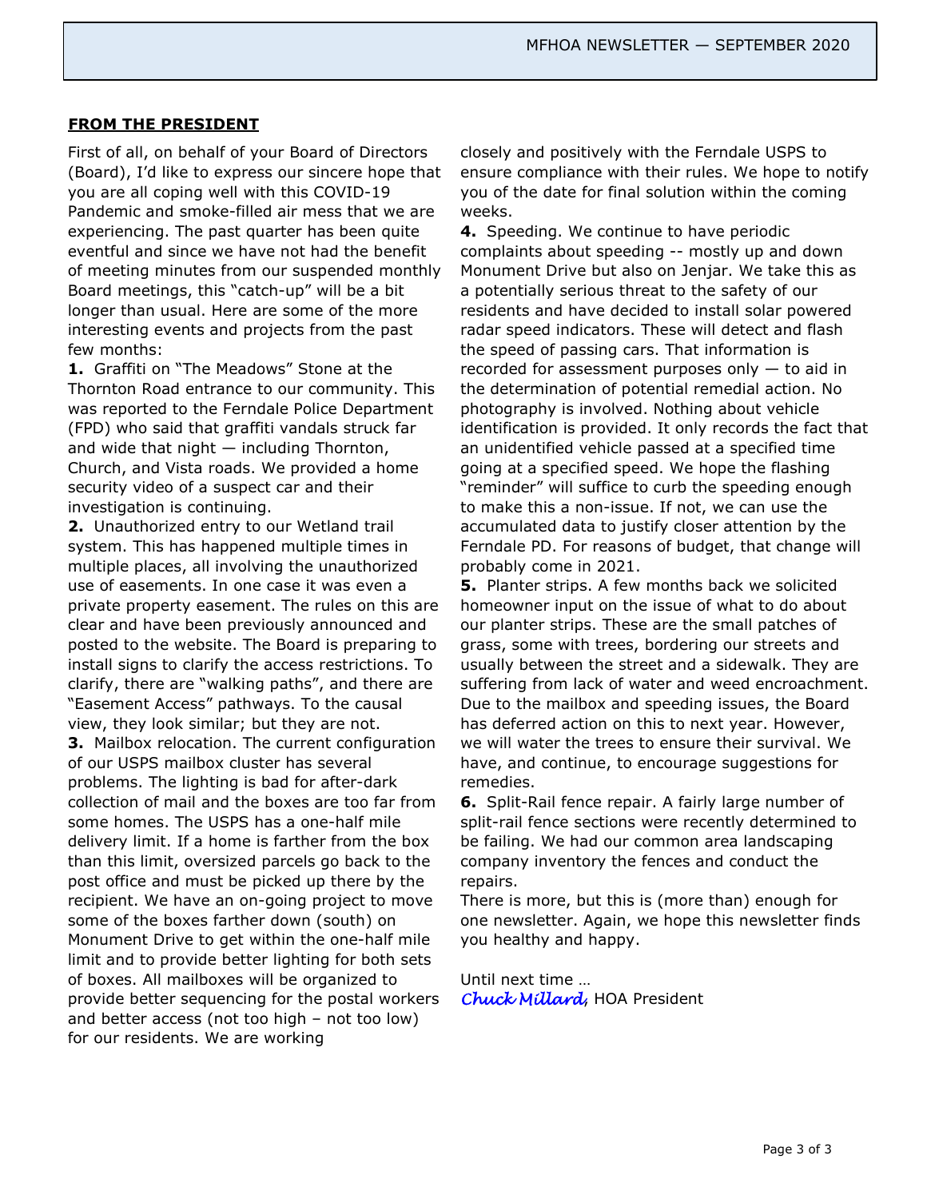**FROM THE PRESIDENT**

First of all, on behalf of your Board of Directors (Board), I'd like to express our sincere hope that you are all coping well with this COVID-19 Pandemic and smoke-filled air mess that we are experiencing. The past quarter has been quite eventful and since we have not had the benefit of meeting minutes from our suspended monthly Board meetings, this "catch-up" will be a bit longer than usual. Here are some of the more interesting events and projects from the past few months:

**1.** Graffiti on "The Meadows" Stone at the Thornton Road entrance to our community. This was reported to the Ferndale Police Department (FPD) who said that graffiti vandals struck far and wide that night — including Thornton, Church, and Vista roads. We provided a home security video of a suspect car and their investigation is continuing.

**2.** Unauthorized entry to our Wetland trail system. This has happened multiple times in multiple places, all involving the unauthorized use of easements. In one case it was even a private property easement. The rules on this are clear and have been previously announced and posted to the website. The Board is preparing to install signs to clarify the access restrictions. To clarify, there are "walking paths", and there are "Easement Access" pathways. To the causal view, they look similar; but they are not.

**3.** Mailbox relocation. The current configuration of our USPS mailbox cluster has several problems. The lighting is bad for after-dark collection of mail and the boxes are too far from some homes. The USPS has a one-half mile delivery limit. If a home is farther from the box than this limit, oversized parcels go back to the post office and must be picked up there by the recipient. We have an on-going project to move some of the boxes farther down (south) on Monument Drive to get within the one-half mile limit and to provide better lighting for both sets of boxes. All mailboxes will be organized to provide better sequencing for the postal workers and better access (not too high – not too low) for our residents. We are working closely and positively with the Ferndale USPS to ensure compliance with their rules. We hope to notify you of the date for final solution within the coming weeks.

**4.** Speeding. We continue to have periodic complaints about speeding -- mostly up and down Monument Drive but also on Jenjar. We take this as a potentially serious threat to the safety of our residents and have decided to install solar powered radar speed indicators. These will detect and flash the speed of passing cars. That information is recorded for assessment purposes only — to aid in the determination of potential remedial action. No photography is involved. Nothing about vehicle identification is provided. It only records the fact that an unidentified vehicle passed at a specified time going at a specified speed. We hope the flashing "reminder" will suffice to curb the speeding enough to make this a non-issue. If not, we can use the accumulated data to justify closer attention by the Ferndale PD. For reasons of budget, that change will probably come in 2021.

**5.** Planter strips. A few months back we solicited homeowner input on the issue of what to do about our planter strips. These are the small patches of grass, some with trees, bordering our streets and usually between the street and a sidewalk. They are suffering from lack of water and weed encroachment. Due to the mailbox and speeding issues, the Board has deferred action on this to next year. However, we will water the trees to ensure their survival. We have, and continue, to encourage suggestions for remedies.

**6.** Split-Rail fence repair. A fairly large number of split-rail fence sections were recently determined to be failing. We had our common area landscaping company inventory the fences and conduct the repairs.

There is more, but this is (more than) enough for one newsletter. Again, we hope this newsletter finds you healthy and happy.

Until next time …

*Chuck Millard*, HOA President